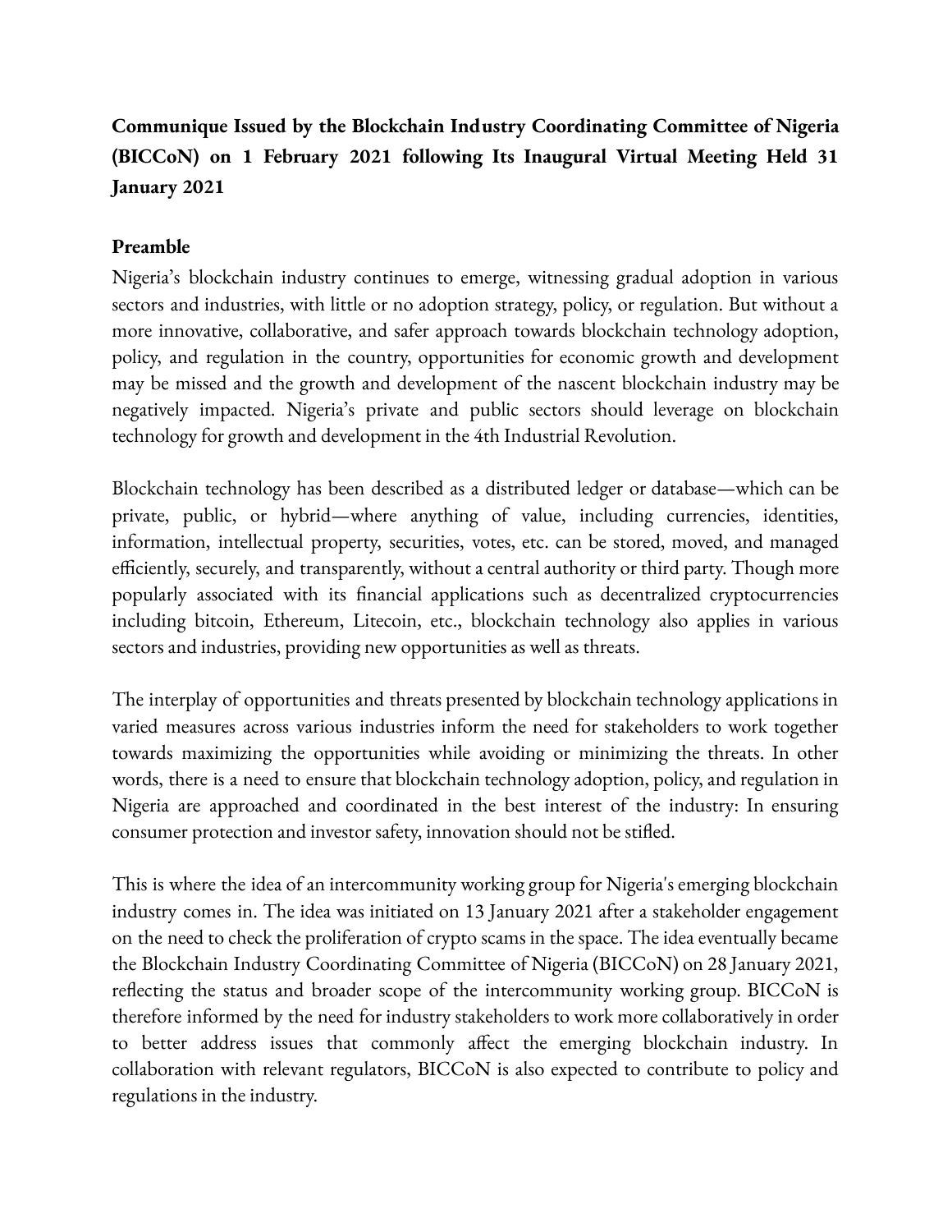**Communique Issued by the Blockchain Industry Coordinating Committee of Nigeria (BICCoN) on 1 February 2021 following Its Inaugural Virtual Meeting Held 31 January 2021**

## Preamble

Nigeria's blockchain industry continues to emerge, witnessing gradual adoption in various sectors and industries, with little or no adoption strategy, policy, or regulation. But without a more innovative, collaborative, and safer approach towards blockchain technology adoption, policy, and regulation in the country, opportunities for economic growth and development may be missed and the growth and development of the nascent blockchain industry may be negatively impacted. Nigeria's private and public sectors should leverage on blockchain technology for growth and development in the 4th Industrial Revolution.

Blockchain technology has been described as a distributed ledger or database—which can be private, public, or hybrid—where anything of value, including currencies, identities, information, intellectual property, securities, votes, etc. can be stored, moved, and managed efficiently, securely, and transparently, without a central authority or third party. Though more popularly associated with its financial applications such as decentralized cryptocurrencies including bitcoin, Ethereum, Litecoin, etc., blockchain technology also applies in various sectors and industries, providing new opportunities as well as threats.

The interplay of opportunities and threats presented by blockchain technology applications in varied measures across various industries inform the need for stakeholders to work together towards maximizing the opportunities while avoiding or minimizing the threats. In other words, there is a need to ensure that blockchain technology adoption, policy, and regulation in Nigeria are approached and coordinated in the best interest of the industry: In ensuring consumer protection and investor safety, innovation should not be stifled.

This is where the idea of an intercommunity working group for Nigeria's emerging blockchain industry comes in. The idea was initiated on 13 January 2021 after a stakeholder engagement on the need to check the proliferation of crypto scams in the space. The idea eventually became the Blockchain Industry Coordinating Committee of Nigeria (BICCoN) on 28 January 2021, reflecting the status and broader scope of the intercommunity working group. BICCoN is therefore informed by the need for industry stakeholders to work more collaboratively in order to better address issues that commonly affect the emerging blockchain industry. In collaboration with relevant regulators, BICCoN is also expected to contribute to policy and regulations in the industry.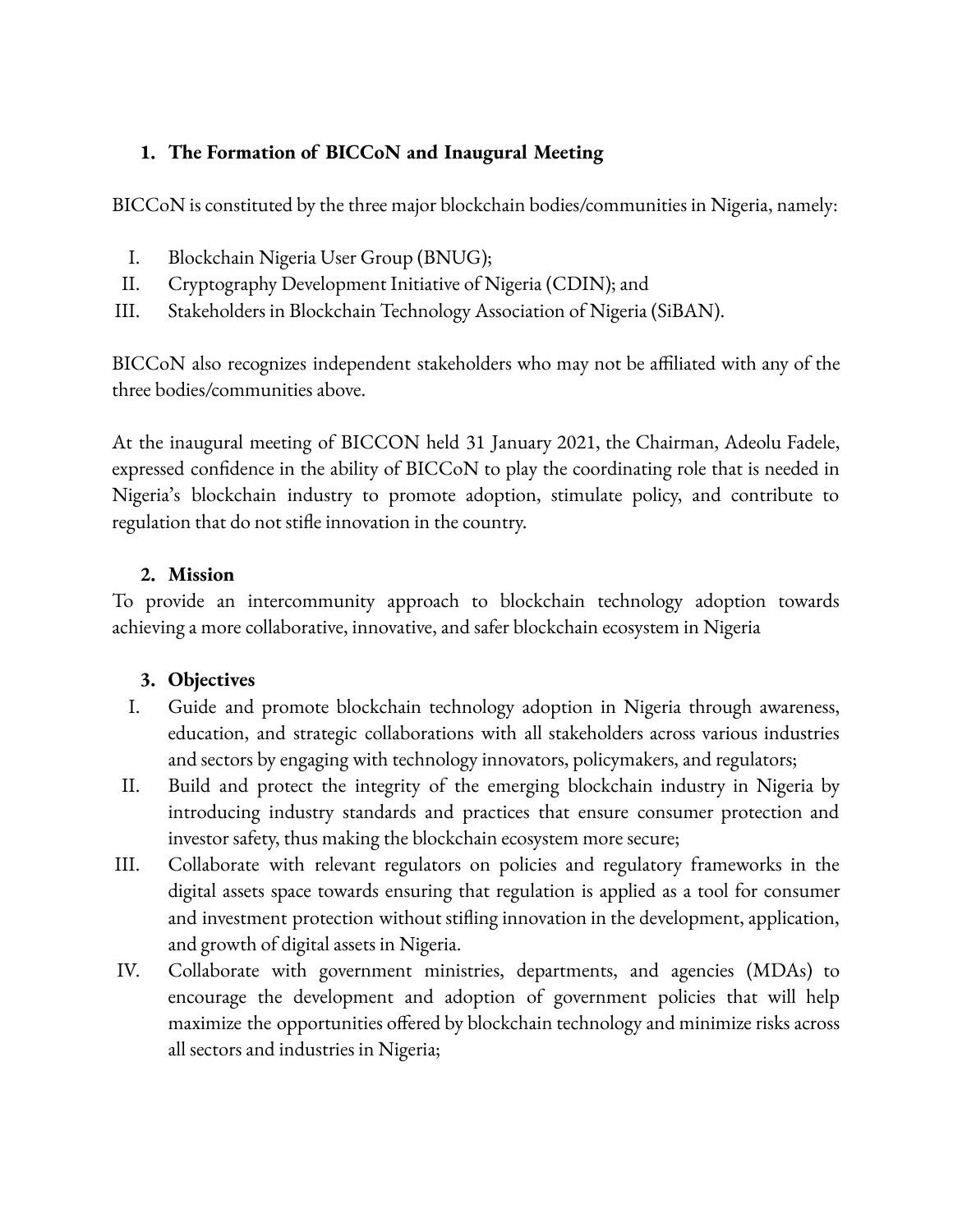## 1. The Formation of BICCoN and Inaugural Meeting

BICCoN is constituted by the three major blockchain bodies/communities in Nigeria, namely:

I. Blockchain Nigeria User Group (BNUG);
II. Cryptography Development Initiative of Nigeria (CDIN); and
III. Stakeholders in Blockchain Technology Association of Nigeria (SiBAN).

BICCoN also recognizes independent stakeholders who may not be affiliated with any of the three bodies/communities above.

At the inaugural meeting of BICCON held 31 January 2021, the Chairman, Adeolu Fadele, expressed confidence in the ability of BICCoN to play the coordinating role that is needed in Nigeria's blockchain industry to promote adoption, stimulate policy, and contribute to regulation that do not stifle innovation in the country.

## 2. Mission

To provide an intercommunity approach to blockchain technology adoption towards achieving a more collaborative, innovative, and safer blockchain ecosystem in Nigeria

## 3. Objectives

I. Guide and promote blockchain technology adoption in Nigeria through awareness, education, and strategic collaborations with all stakeholders across various industries and sectors by engaging with technology innovators, policymakers, and regulators;
II. Build and protect the integrity of the emerging blockchain industry in Nigeria by introducing industry standards and practices that ensure consumer protection and investor safety, thus making the blockchain ecosystem more secure;
III. Collaborate with relevant regulators on policies and regulatory frameworks in the digital assets space towards ensuring that regulation is applied as a tool for consumer and investment protection without stifling innovation in the development, application, and growth of digital assets in Nigeria.
IV. Collaborate with government ministries, departments, and agencies (MDAs) to encourage the development and adoption of government policies that will help maximize the opportunities offered by blockchain technology and minimize risks across all sectors and industries in Nigeria;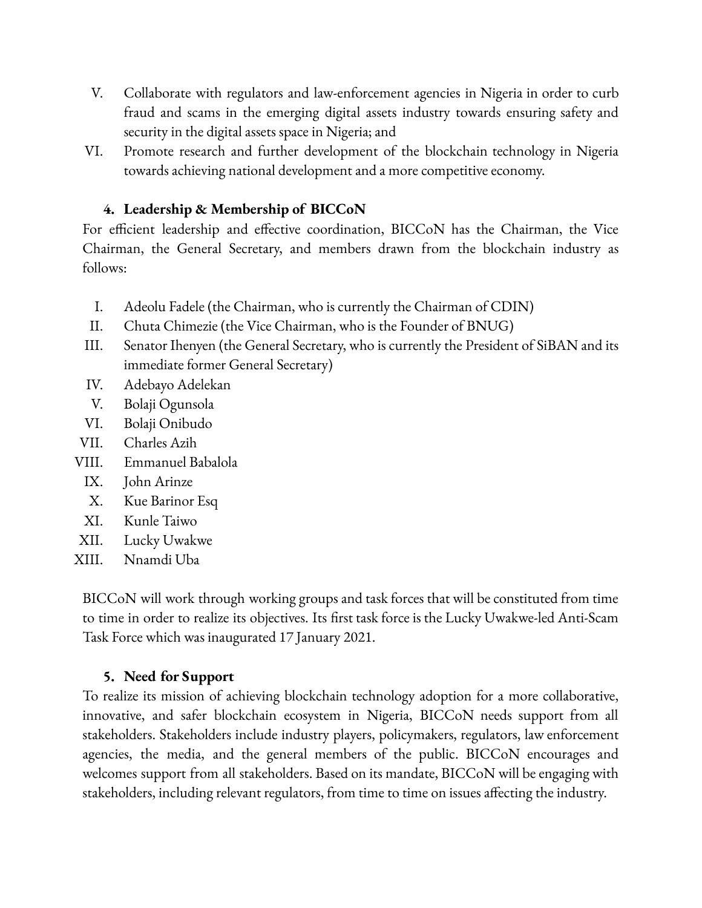V. Collaborate with regulators and law-enforcement agencies in Nigeria in order to curb fraud and scams in the emerging digital assets industry towards ensuring safety and security in the digital assets space in Nigeria; and
VI. Promote research and further development of the blockchain technology in Nigeria towards achieving national development and a more competitive economy.

### 4. Leadership & Membership of BICCoN

For efficient leadership and effective coordination, BICCoN has the Chairman, the Vice Chairman, the General Secretary, and members drawn from the blockchain industry as follows:

I. Adeolu Fadele (the Chairman, who is currently the Chairman of CDIN)
II. Chuta Chimezie (the Vice Chairman, who is the Founder of BNUG)
III. Senator Ihenyen (the General Secretary, who is currently the President of SiBAN and its immediate former General Secretary)
IV. Adebayo Adelekan
V. Bolaji Ogunsola
VI. Bolaji Onibudo
VII. Charles Azih
VIII. Emmanuel Babalola
IX. John Arinze
X. Kue Barinor Esq
XI. Kunle Taiwo
XII. Lucky Uwakwe
XIII. Nnamdi Uba

BICCoN will work through working groups and task forces that will be constituted from time to time in order to realize its objectives. Its first task force is the Lucky Uwakwe-led Anti-Scam Task Force which was inaugurated 17 January 2021.

### 5. Need for Support

To realize its mission of achieving blockchain technology adoption for a more collaborative, innovative, and safer blockchain ecosystem in Nigeria, BICCoN needs support from all stakeholders. Stakeholders include industry players, policymakers, regulators, law enforcement agencies, the media, and the general members of the public. BICCoN encourages and welcomes support from all stakeholders. Based on its mandate, BICCoN will be engaging with stakeholders, including relevant regulators, from time to time on issues affecting the industry.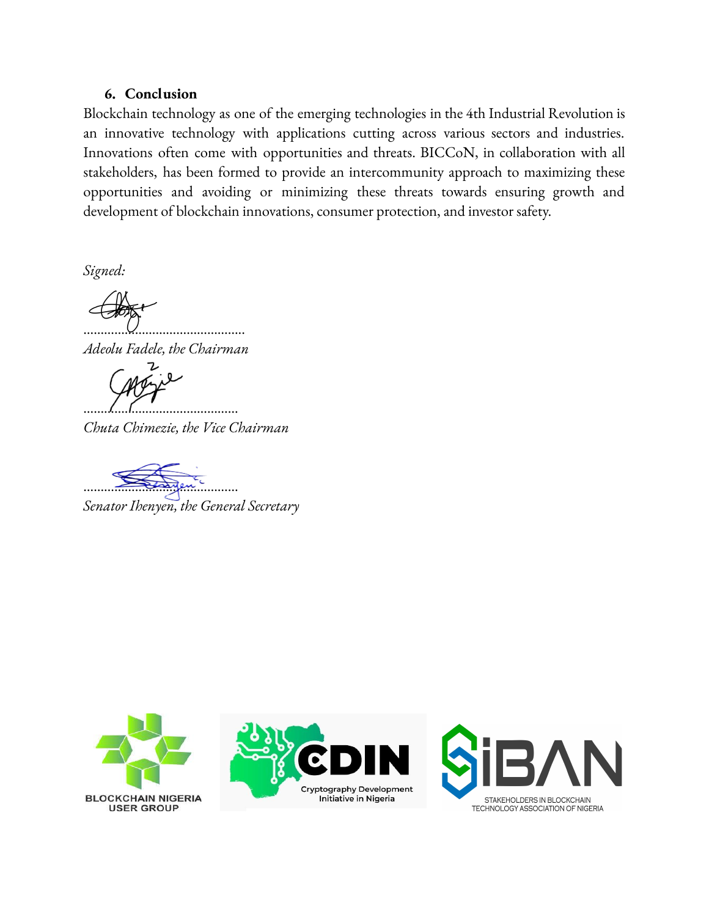### 6. Conclusion

Blockchain technology as one of the emerging technologies in the 4th Industrial Revolution is an innovative technology with applications cutting across various sectors and industries. Innovations often come with opportunities and threats. BICCoN, in collaboration with all stakeholders, has been formed to provide an intercommunity approach to maximizing these opportunities and avoiding or minimizing these threats towards ensuring growth and development of blockchain innovations, consumer protection, and investor safety.

*Signed:*

............................................

*Adeolu Fadele, the Chairman*

............................................

*Chuta Chimezie, the Vice Chairman*

............................................

*Senator Ihenyen, the General Secretary*

BLOCKCHAIN NIGERIA USER GROUP

CDIN Cryptography Development Initiative in Nigeria

SiBAN STAKEHOLDERS IN BLOCKCHAIN TECHNOLOGY ASSOCIATION OF NIGERIA